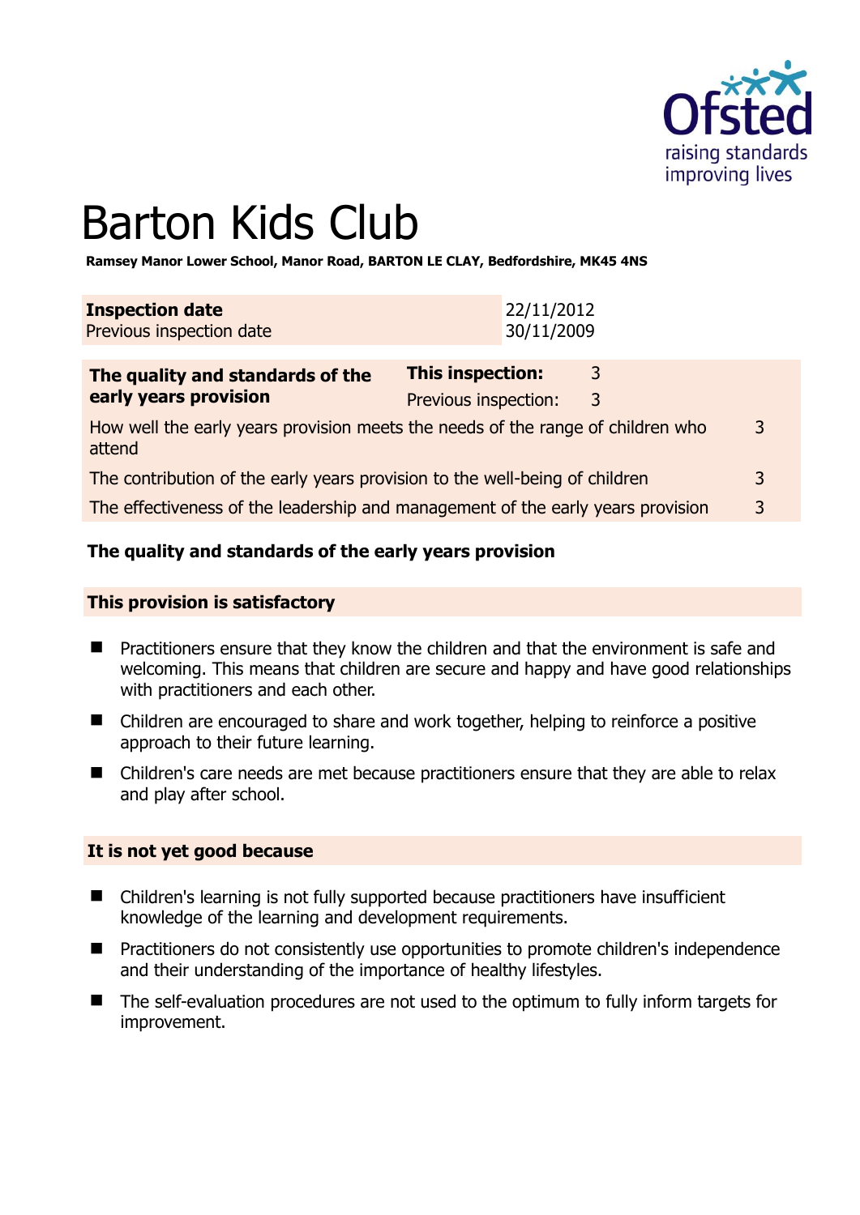# Barton Kids Club

**Ramsey Manor Lower School, Manor Road, BARTON LE CLAY, Bedfordshire, MK45 4NS**

| **Inspection date** | 22/11/2012 |
|---|---|
| Previous inspection date | 30/11/2009 |

| **The quality and standards of the early years provision** | **This inspection:** | 3 |
|---|---|---|
| | Previous inspection: | 3 |
| How well the early years provision meets the needs of the range of children who attend | | 3 |
| The contribution of the early years provision to the well-being of children | | 3 |
| The effectiveness of the leadership and management of the early years provision | | 3 |

**The quality and standards of the early years provision**

**This provision is satisfactory**

- Practitioners ensure that they know the children and that the environment is safe and welcoming. This means that children are secure and happy and have good relationships with practitioners and each other.
- Children are encouraged to share and work together, helping to reinforce a positive approach to their future learning.
- Children's care needs are met because practitioners ensure that they are able to relax and play after school.

**It is not yet good because**

- Children's learning is not fully supported because practitioners have insufficient knowledge of the learning and development requirements.
- Practitioners do not consistently use opportunities to promote children's independence and their understanding of the importance of healthy lifestyles.
- The self-evaluation procedures are not used to the optimum to fully inform targets for improvement.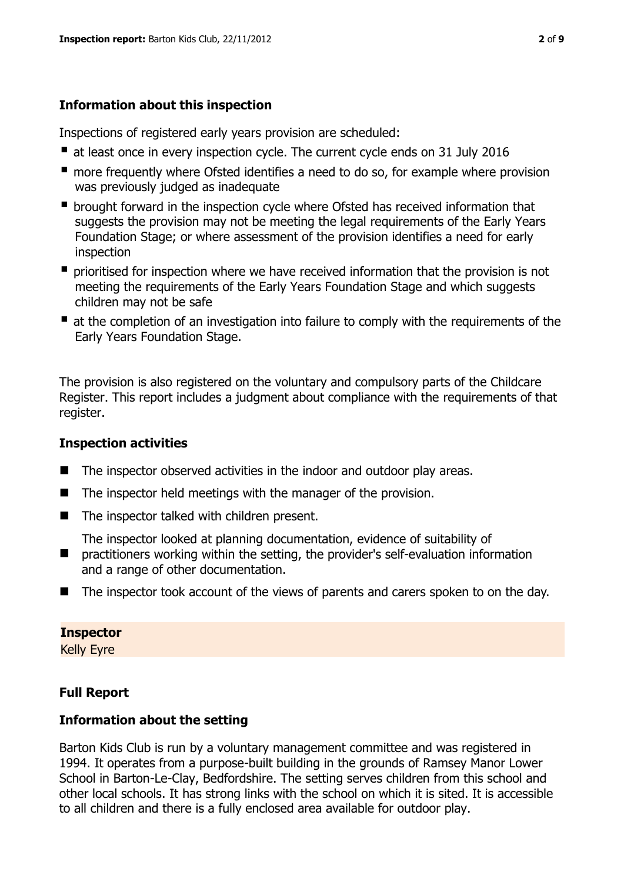### Information about this inspection

Inspections of registered early years provision are scheduled:

- at least once in every inspection cycle. The current cycle ends on 31 July 2016
- more frequently where Ofsted identifies a need to do so, for example where provision was previously judged as inadequate
- brought forward in the inspection cycle where Ofsted has received information that suggests the provision may not be meeting the legal requirements of the Early Years Foundation Stage; or where assessment of the provision identifies a need for early inspection
- prioritised for inspection where we have received information that the provision is not meeting the requirements of the Early Years Foundation Stage and which suggests children may not be safe
- at the completion of an investigation into failure to comply with the requirements of the Early Years Foundation Stage.

The provision is also registered on the voluntary and compulsory parts of the Childcare Register. This report includes a judgment about compliance with the requirements of that register.

### Inspection activities

- The inspector observed activities in the indoor and outdoor play areas.
- The inspector held meetings with the manager of the provision.
- The inspector talked with children present.
- The inspector looked at planning documentation, evidence of suitability of practitioners working within the setting, the provider's self-evaluation information and a range of other documentation.
- The inspector took account of the views of parents and carers spoken to on the day.

**Inspector**
Kelly Eyre

### Full Report

### Information about the setting

Barton Kids Club is run by a voluntary management committee and was registered in 1994. It operates from a purpose-built building in the grounds of Ramsey Manor Lower School in Barton-Le-Clay, Bedfordshire. The setting serves children from this school and other local schools. It has strong links with the school on which it is sited. It is accessible to all children and there is a fully enclosed area available for outdoor play.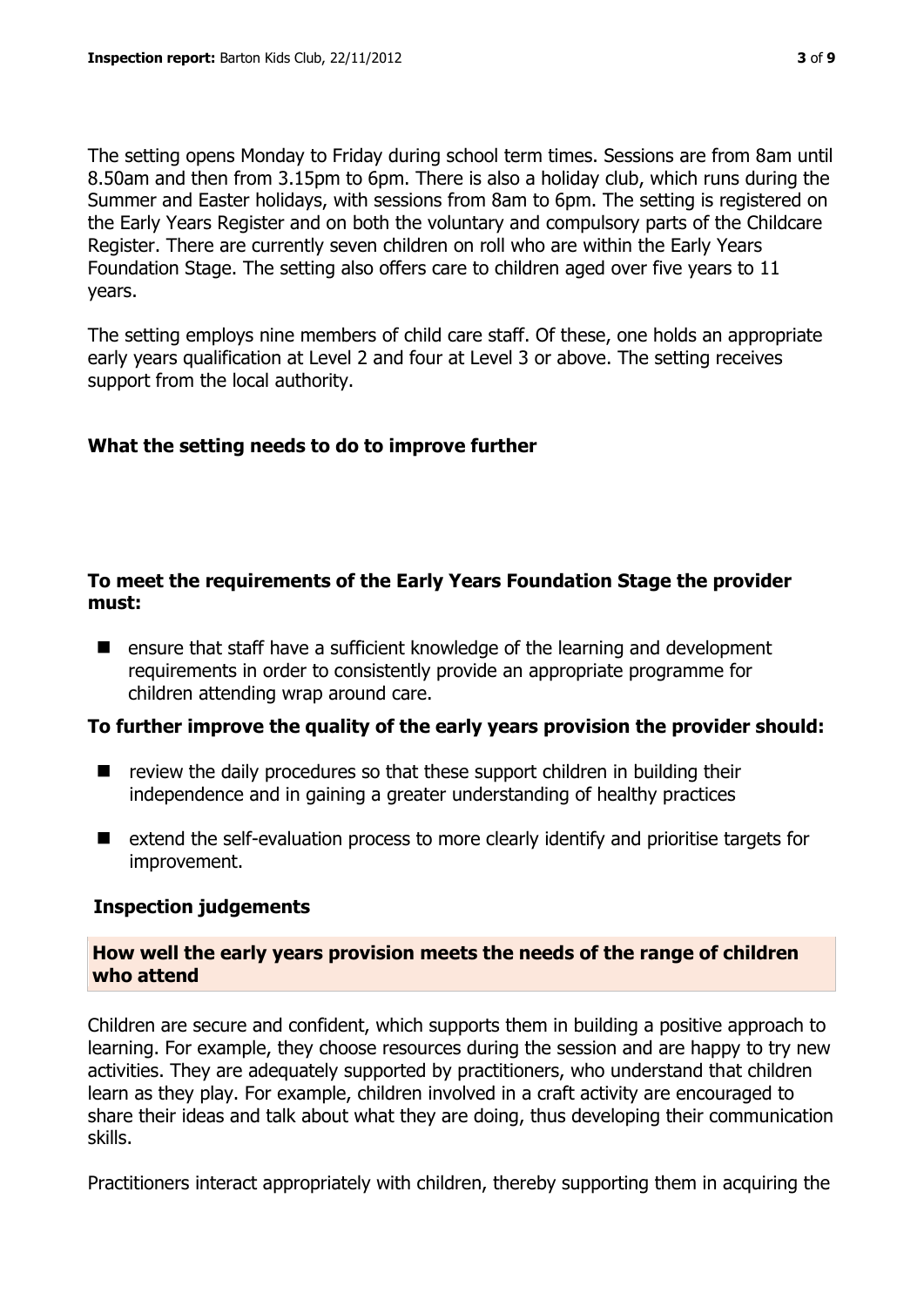The setting opens Monday to Friday during school term times. Sessions are from 8am until 8.50am and then from 3.15pm to 6pm. There is also a holiday club, which runs during the Summer and Easter holidays, with sessions from 8am to 6pm. The setting is registered on the Early Years Register and on both the voluntary and compulsory parts of the Childcare Register. There are currently seven children on roll who are within the Early Years Foundation Stage. The setting also offers care to children aged over five years to 11 years.

The setting employs nine members of child care staff. Of these, one holds an appropriate early years qualification at Level 2 and four at Level 3 or above. The setting receives support from the local authority.

## What the setting needs to do to improve further

### To meet the requirements of the Early Years Foundation Stage the provider must:

- ensure that staff have a sufficient knowledge of the learning and development requirements in order to consistently provide an appropriate programme for children attending wrap around care.

### To further improve the quality of the early years provision the provider should:

- review the daily procedures so that these support children in building their independence and in gaining a greater understanding of healthy practices
- extend the self-evaluation process to more clearly identify and prioritise targets for improvement.

## Inspection judgements

### How well the early years provision meets the needs of the range of children who attend

Children are secure and confident, which supports them in building a positive approach to learning. For example, they choose resources during the session and are happy to try new activities. They are adequately supported by practitioners, who understand that children learn as they play. For example, children involved in a craft activity are encouraged to share their ideas and talk about what they are doing, thus developing their communication skills.

Practitioners interact appropriately with children, thereby supporting them in acquiring the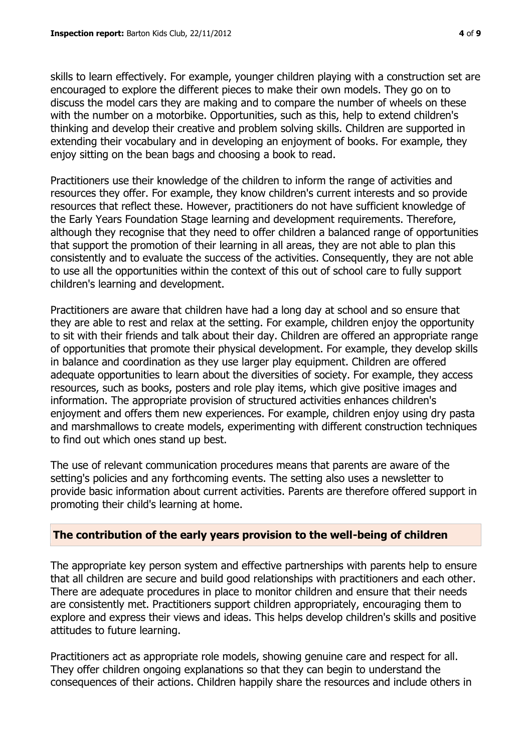skills to learn effectively. For example, younger children playing with a construction set are encouraged to explore the different pieces to make their own models. They go on to discuss the model cars they are making and to compare the number of wheels on these with the number on a motorbike. Opportunities, such as this, help to extend children's thinking and develop their creative and problem solving skills. Children are supported in extending their vocabulary and in developing an enjoyment of books. For example, they enjoy sitting on the bean bags and choosing a book to read.

Practitioners use their knowledge of the children to inform the range of activities and resources they offer. For example, they know children's current interests and so provide resources that reflect these. However, practitioners do not have sufficient knowledge of the Early Years Foundation Stage learning and development requirements. Therefore, although they recognise that they need to offer children a balanced range of opportunities that support the promotion of their learning in all areas, they are not able to plan this consistently and to evaluate the success of the activities. Consequently, they are not able to use all the opportunities within the context of this out of school care to fully support children's learning and development.

Practitioners are aware that children have had a long day at school and so ensure that they are able to rest and relax at the setting. For example, children enjoy the opportunity to sit with their friends and talk about their day. Children are offered an appropriate range of opportunities that promote their physical development. For example, they develop skills in balance and coordination as they use larger play equipment. Children are offered adequate opportunities to learn about the diversities of society. For example, they access resources, such as books, posters and role play items, which give positive images and information. The appropriate provision of structured activities enhances children's enjoyment and offers them new experiences. For example, children enjoy using dry pasta and marshmallows to create models, experimenting with different construction techniques to find out which ones stand up best.

The use of relevant communication procedures means that parents are aware of the setting's policies and any forthcoming events. The setting also uses a newsletter to provide basic information about current activities. Parents are therefore offered support in promoting their child's learning at home.

## The contribution of the early years provision to the well-being of children

The appropriate key person system and effective partnerships with parents help to ensure that all children are secure and build good relationships with practitioners and each other. There are adequate procedures in place to monitor children and ensure that their needs are consistently met. Practitioners support children appropriately, encouraging them to explore and express their views and ideas. This helps develop children's skills and positive attitudes to future learning.

Practitioners act as appropriate role models, showing genuine care and respect for all. They offer children ongoing explanations so that they can begin to understand the consequences of their actions. Children happily share the resources and include others in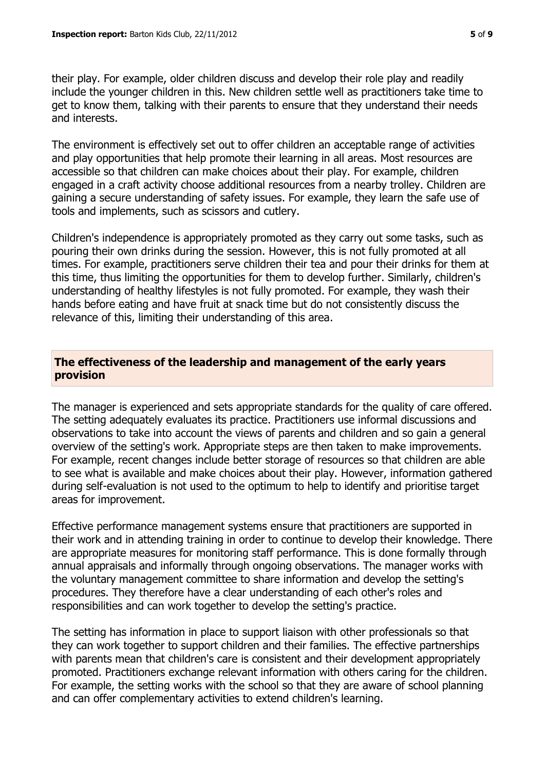their play. For example, older children discuss and develop their role play and readily include the younger children in this. New children settle well as practitioners take time to get to know them, talking with their parents to ensure that they understand their needs and interests.

The environment is effectively set out to offer children an acceptable range of activities and play opportunities that help promote their learning in all areas. Most resources are accessible so that children can make choices about their play. For example, children engaged in a craft activity choose additional resources from a nearby trolley. Children are gaining a secure understanding of safety issues. For example, they learn the safe use of tools and implements, such as scissors and cutlery.

Children's independence is appropriately promoted as they carry out some tasks, such as pouring their own drinks during the session. However, this is not fully promoted at all times. For example, practitioners serve children their tea and pour their drinks for them at this time, thus limiting the opportunities for them to develop further. Similarly, children's understanding of healthy lifestyles is not fully promoted. For example, they wash their hands before eating and have fruit at snack time but do not consistently discuss the relevance of this, limiting their understanding of this area.

## The effectiveness of the leadership and management of the early years provision

The manager is experienced and sets appropriate standards for the quality of care offered. The setting adequately evaluates its practice. Practitioners use informal discussions and observations to take into account the views of parents and children and so gain a general overview of the setting's work. Appropriate steps are then taken to make improvements. For example, recent changes include better storage of resources so that children are able to see what is available and make choices about their play. However, information gathered during self-evaluation is not used to the optimum to help to identify and prioritise target areas for improvement.

Effective performance management systems ensure that practitioners are supported in their work and in attending training in order to continue to develop their knowledge. There are appropriate measures for monitoring staff performance. This is done formally through annual appraisals and informally through ongoing observations. The manager works with the voluntary management committee to share information and develop the setting's procedures. They therefore have a clear understanding of each other's roles and responsibilities and can work together to develop the setting's practice.

The setting has information in place to support liaison with other professionals so that they can work together to support children and their families. The effective partnerships with parents mean that children's care is consistent and their development appropriately promoted. Practitioners exchange relevant information with others caring for the children. For example, the setting works with the school so that they are aware of school planning and can offer complementary activities to extend children's learning.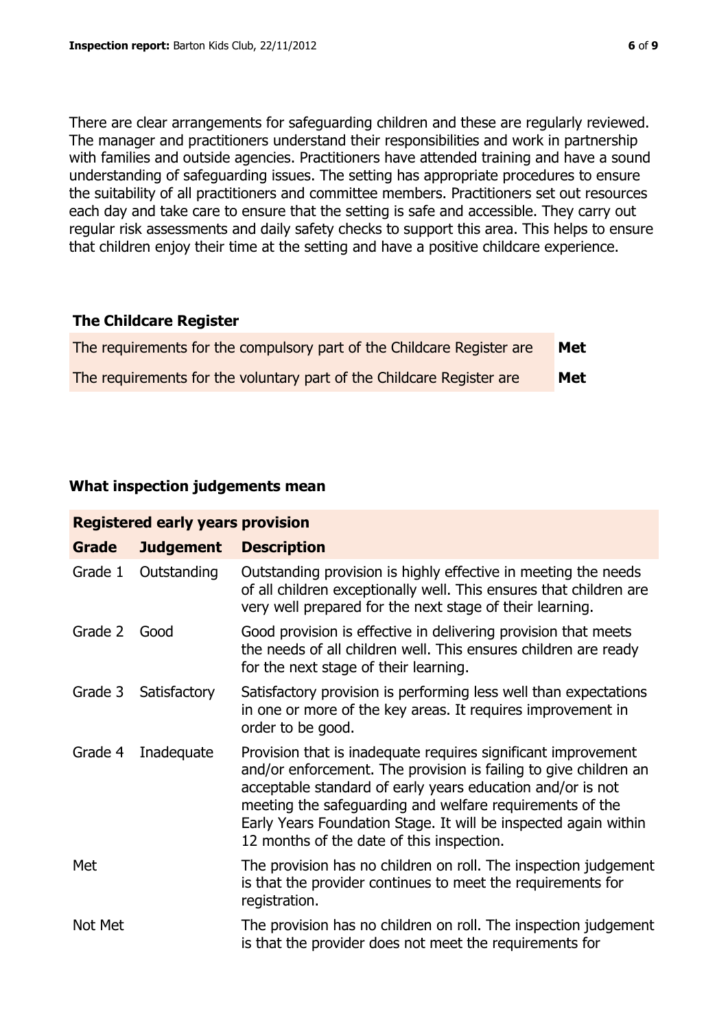There are clear arrangements for safeguarding children and these are regularly reviewed. The manager and practitioners understand their responsibilities and work in partnership with families and outside agencies. Practitioners have attended training and have a sound understanding of safeguarding issues. The setting has appropriate procedures to ensure the suitability of all practitioners and committee members. Practitioners set out resources each day and take care to ensure that the setting is safe and accessible. They carry out regular risk assessments and daily safety checks to support this area. This helps to ensure that children enjoy their time at the setting and have a positive childcare experience.

## The Childcare Register

| | |
|---|---|
| The requirements for the compulsory part of the Childcare Register are | **Met** |
| The requirements for the voluntary part of the Childcare Register are | **Met** |

## What inspection judgements mean

| **Registered early years provision** | | |
|---|---|---|
| **Grade** | **Judgement** | **Description** |
| Grade 1 | Outstanding | Outstanding provision is highly effective in meeting the needs of all children exceptionally well. This ensures that children are very well prepared for the next stage of their learning. |
| Grade 2 | Good | Good provision is effective in delivering provision that meets the needs of all children well. This ensures children are ready for the next stage of their learning. |
| Grade 3 | Satisfactory | Satisfactory provision is performing less well than expectations in one or more of the key areas. It requires improvement in order to be good. |
| Grade 4 | Inadequate | Provision that is inadequate requires significant improvement and/or enforcement. The provision is failing to give children an acceptable standard of early years education and/or is not meeting the safeguarding and welfare requirements of the Early Years Foundation Stage. It will be inspected again within 12 months of the date of this inspection. |
| Met | | The provision has no children on roll. The inspection judgement is that the provider continues to meet the requirements for registration. |
| Not Met | | The provision has no children on roll. The inspection judgement is that the provider does not meet the requirements for |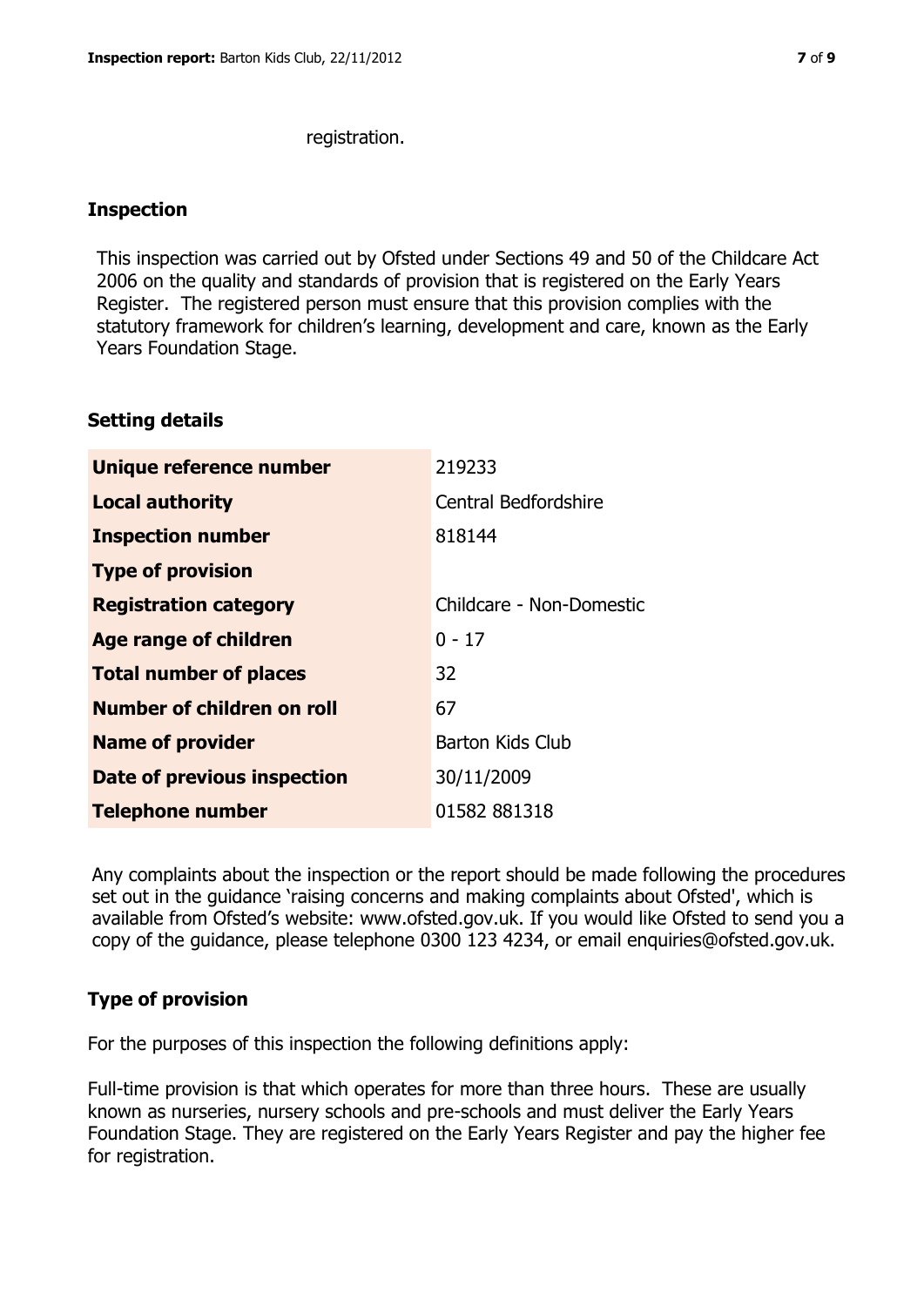registration.

## Inspection

This inspection was carried out by Ofsted under Sections 49 and 50 of the Childcare Act 2006 on the quality and standards of provision that is registered on the Early Years Register. The registered person must ensure that this provision complies with the statutory framework for children's learning, development and care, known as the Early Years Foundation Stage.

## Setting details

| | |
|---|---|
| **Unique reference number** | 219233 |
| **Local authority** | Central Bedfordshire |
| **Inspection number** | 818144 |
| **Type of provision** | |
| **Registration category** | Childcare - Non-Domestic |
| **Age range of children** | 0 - 17 |
| **Total number of places** | 32 |
| **Number of children on roll** | 67 |
| **Name of provider** | Barton Kids Club |
| **Date of previous inspection** | 30/11/2009 |
| **Telephone number** | 01582 881318 |

Any complaints about the inspection or the report should be made following the procedures set out in the guidance 'raising concerns and making complaints about Ofsted', which is available from Ofsted's website: www.ofsted.gov.uk. If you would like Ofsted to send you a copy of the guidance, please telephone 0300 123 4234, or email enquiries@ofsted.gov.uk.

## Type of provision

For the purposes of this inspection the following definitions apply:

Full-time provision is that which operates for more than three hours. These are usually known as nurseries, nursery schools and pre-schools and must deliver the Early Years Foundation Stage. They are registered on the Early Years Register and pay the higher fee for registration.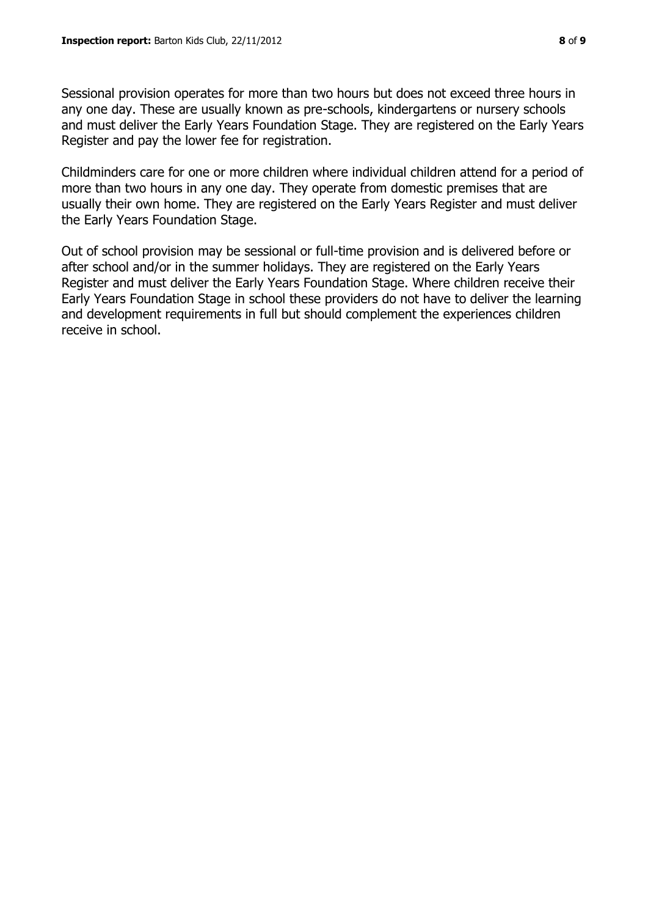Sessional provision operates for more than two hours but does not exceed three hours in any one day. These are usually known as pre-schools, kindergartens or nursery schools and must deliver the Early Years Foundation Stage. They are registered on the Early Years Register and pay the lower fee for registration.

Childminders care for one or more children where individual children attend for a period of more than two hours in any one day. They operate from domestic premises that are usually their own home. They are registered on the Early Years Register and must deliver the Early Years Foundation Stage.

Out of school provision may be sessional or full-time provision and is delivered before or after school and/or in the summer holidays. They are registered on the Early Years Register and must deliver the Early Years Foundation Stage. Where children receive their Early Years Foundation Stage in school these providers do not have to deliver the learning and development requirements in full but should complement the experiences children receive in school.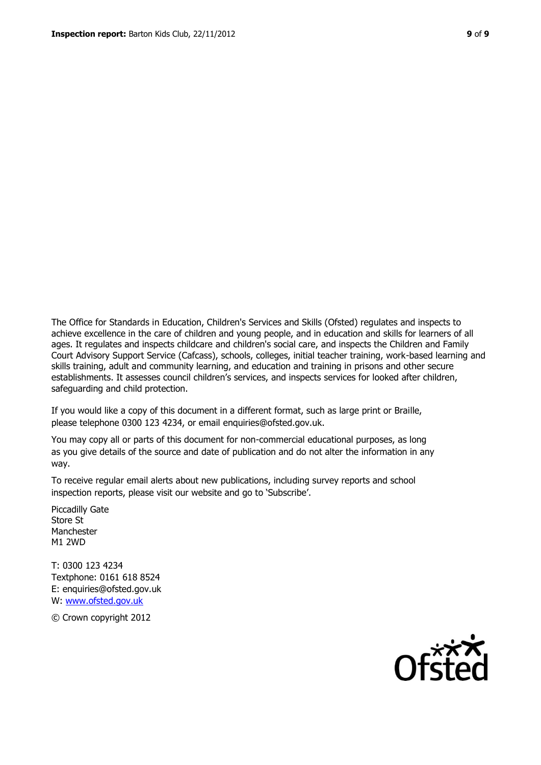The Office for Standards in Education, Children's Services and Skills (Ofsted) regulates and inspects to achieve excellence in the care of children and young people, and in education and skills for learners of all ages. It regulates and inspects childcare and children's social care, and inspects the Children and Family Court Advisory Support Service (Cafcass), schools, colleges, initial teacher training, work-based learning and skills training, adult and community learning, and education and training in prisons and other secure establishments. It assesses council children's services, and inspects services for looked after children, safeguarding and child protection.

If you would like a copy of this document in a different format, such as large print or Braille, please telephone 0300 123 4234, or email enquiries@ofsted.gov.uk.

You may copy all or parts of this document for non-commercial educational purposes, as long as you give details of the source and date of publication and do not alter the information in any way.

To receive regular email alerts about new publications, including survey reports and school inspection reports, please visit our website and go to 'Subscribe'.

Piccadilly Gate
Store St
Manchester
M1 2WD

T: 0300 123 4234
Textphone: 0161 618 8524
E: enquiries@ofsted.gov.uk
W: www.ofsted.gov.uk

© Crown copyright 2012

Ofsted